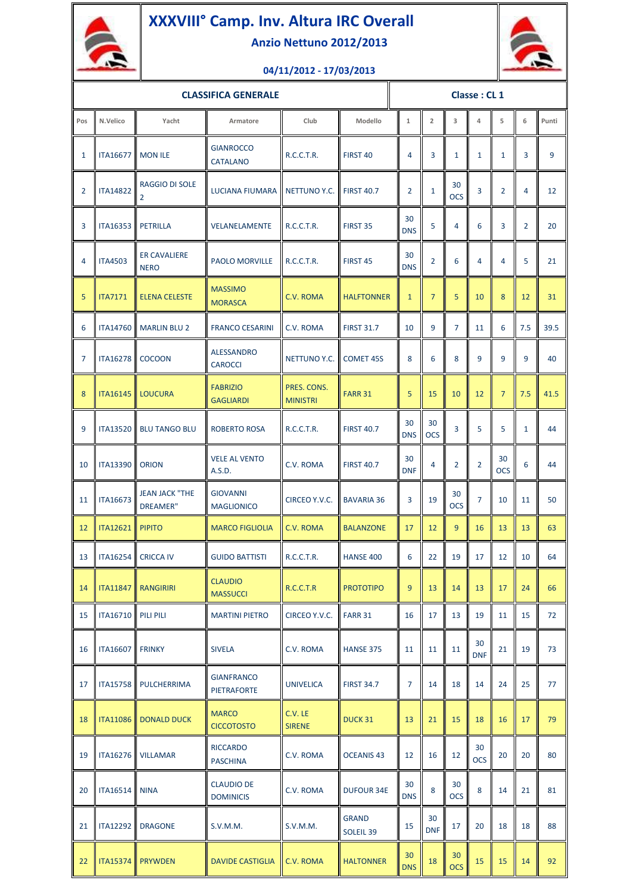# XXXVIII° Camp. Inv. Altura IRC Overall

## Anzio Nettuno 2012/2013

**04/11/2012 - 17/03/2013**

**CLASSIFICA GENERALE** — **Classe : CL 1**

| Pos | N.Velico | Yacht | Armatore | Club | Modello | 1 | 2 | 3 | 4 | 5 | 6 | Punti |
|---|---|---|---|---|---|---|---|---|---|---|---|---|
| 1 | ITA16677 | MON ILE | GIANROCCO CATALANO | R.C.C.T.R. | FIRST 40 | 4 | 3 | 1 | 1 | 1 | 3 | 9 |
| 2 | ITA14822 | RAGGIO DI SOLE 2 | LUCIANA FIUMARA | NETTUNO Y.C. | FIRST 40.7 | 2 | 1 | 30 OCS | 3 | 2 | 4 | 12 |
| 3 | ITA16353 | PETRILLA | VELANELAMENTE | R.C.C.T.R. | FIRST 35 | 30 DNS | 5 | 4 | 6 | 3 | 2 | 20 |
| 4 | ITA4503 | ER CAVALIERE NERO | PAOLO MORVILLE | R.C.C.T.R. | FIRST 45 | 30 DNS | 2 | 6 | 4 | 4 | 5 | 21 |
| 5 | ITA7171 | ELENA CELESTE | MASSIMO MORASCA | C.V. ROMA | HALFTONNER | 1 | 7 | 5 | 10 | 8 | 12 | 31 |
| 6 | ITA14760 | MARLIN BLU 2 | FRANCO CESARINI | C.V. ROMA | FIRST 31.7 | 10 | 9 | 7 | 11 | 6 | 7.5 | 39.5 |
| 7 | ITA16278 | COCOON | ALESSANDRO CAROCCI | NETTUNO Y.C. | COMET 45S | 8 | 6 | 8 | 9 | 9 | 9 | 40 |
| 8 | ITA16145 | LOUCURA | FABRIZIO GAGLIARDI | PRES. CONS. MINISTRI | FARR 31 | 5 | 15 | 10 | 12 | 7 | 7.5 | 41.5 |
| 9 | ITA13520 | BLU TANGO BLU | ROBERTO ROSA | R.C.C.T.R. | FIRST 40.7 | 30 DNS | 30 OCS | 3 | 5 | 5 | 1 | 44 |
| 10 | ITA13390 | ORION | VELE AL VENTO A.S.D. | C.V. ROMA | FIRST 40.7 | 30 DNF | 4 | 2 | 2 | 30 OCS | 6 | 44 |
| 11 | ITA16673 | JEAN JACK "THE DREAMER" | GIOVANNI MAGLIONICO | CIRCEO Y.V.C. | BAVARIA 36 | 3 | 19 | 30 OCS | 7 | 10 | 11 | 50 |
| 12 | ITA12621 | PIPITO | MARCO FIGLIOLIA | C.V. ROMA | BALANZONE | 17 | 12 | 9 | 16 | 13 | 13 | 63 |
| 13 | ITA16254 | CRICCA IV | GUIDO BATTISTI | R.C.C.T.R. | HANSE 400 | 6 | 22 | 19 | 17 | 12 | 10 | 64 |
| 14 | ITA11847 | RANGIRIRI | CLAUDIO MASSUCCI | R.C.C.T.R | PROTOTIPO | 9 | 13 | 14 | 13 | 17 | 24 | 66 |
| 15 | ITA16710 | PILI PILI | MARTINI PIETRO | CIRCEO Y.V.C. | FARR 31 | 16 | 17 | 13 | 19 | 11 | 15 | 72 |
| 16 | ITA16607 | FRINKY | SIVELA | C.V. ROMA | HANSE 375 | 11 | 11 | 11 | 30 DNF | 21 | 19 | 73 |
| 17 | ITA15758 | PULCHERRIMA | GIANFRANCO PIETRAFORTE | UNIVELICA | FIRST 34.7 | 7 | 14 | 18 | 14 | 24 | 25 | 77 |
| 18 | ITA11086 | DONALD DUCK | MARCO CICCOTOSTO | C.V. LE SIRENE | DUCK 31 | 13 | 21 | 15 | 18 | 16 | 17 | 79 |
| 19 | ITA16276 | VILLAMAR | RICCARDO PASCHINA | C.V. ROMA | OCEANIS 43 | 12 | 16 | 12 | 30 OCS | 20 | 20 | 80 |
| 20 | ITA16514 | NINA | CLAUDIO DE DOMINICIS | C.V. ROMA | DUFOUR 34E | 30 DNS | 8 | 30 OCS | 8 | 14 | 21 | 81 |
| 21 | ITA12292 | DRAGONE | S.V.M.M. | S.V.M.M. | GRAND SOLEIL 39 | 15 | 30 DNF | 17 | 20 | 18 | 18 | 88 |
| 22 | ITA15374 | PRYWDEN | DAVIDE CASTIGLIA | C.V. ROMA | HALTONNER | 30 DNS | 18 | 30 OCS | 15 | 15 | 14 | 92 |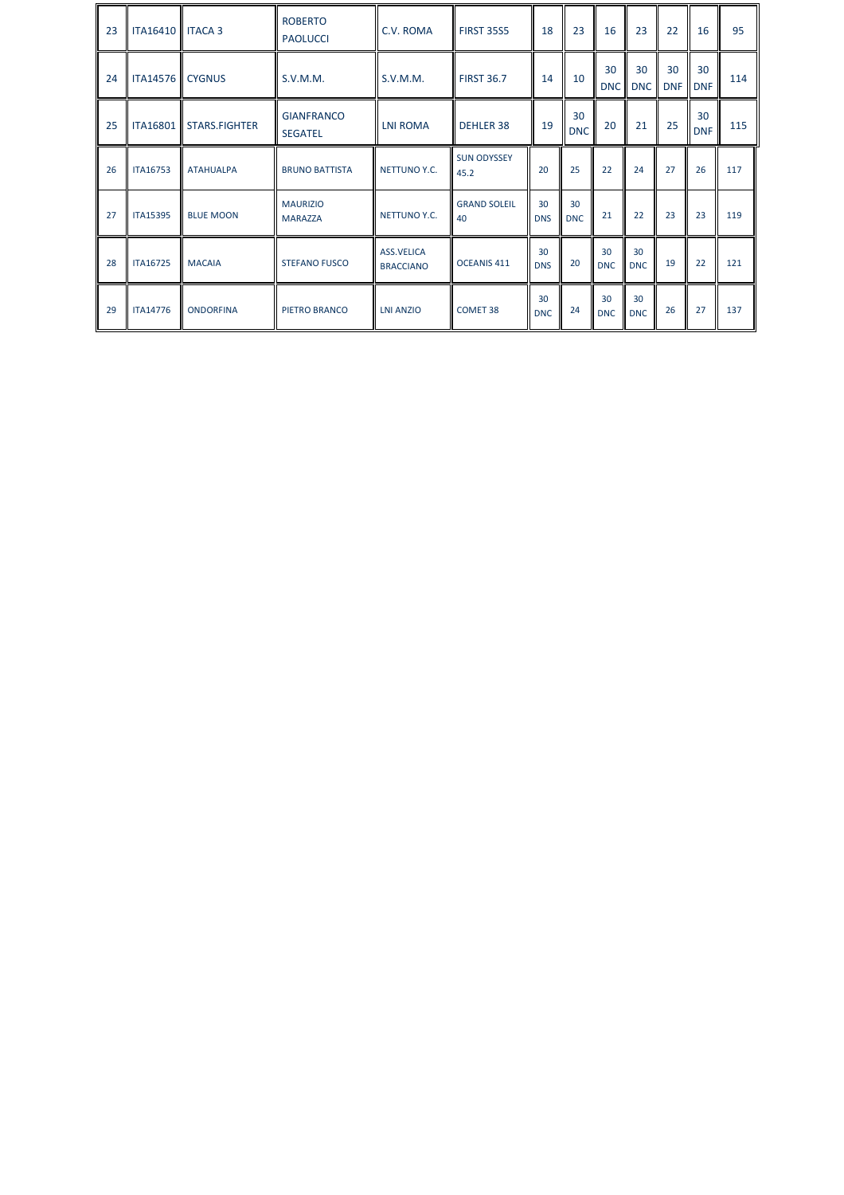| 23 | ITA16410 | ITACA 3 | ROBERTO PAOLUCCI | C.V. ROMA | FIRST 35S5 | 18 | 23 | 16 | 23 | 22 | 16 | 95 |
|---|---|---|---|---|---|---|---|---|---|---|---|---|
| 24 | ITA14576 | CYGNUS | S.V.M.M. | S.V.M.M. | FIRST 36.7 | 14 | 10 | 30 DNC | 30 DNC | 30 DNF | 30 DNF | 114 |
| 25 | ITA16801 | STARS.FIGHTER | GIANFRANCO SEGATEL | LNI ROMA | DEHLER 38 | 19 | 30 DNC | 20 | 21 | 25 | 30 DNF | 115 |
| 26 | ITA16753 | ATAHUALPA | BRUNO BATTISTA | NETTUNO Y.C. | SUN ODYSSEY 45.2 | 20 | 25 | 22 | 24 | 27 | 26 | 117 |
| 27 | ITA15395 | BLUE MOON | MAURIZIO MARAZZA | NETTUNO Y.C. | GRAND SOLEIL 40 | 30 DNS | 30 DNC | 21 | 22 | 23 | 23 | 119 |
| 28 | ITA16725 | MACAIA | STEFANO FUSCO | ASS.VELICA BRACCIANO | OCEANIS 411 | 30 DNS | 20 | 30 DNC | 30 DNC | 19 | 22 | 121 |
| 29 | ITA14776 | ONDORFINA | PIETRO BRANCO | LNI ANZIO | COMET 38 | 30 DNC | 24 | 30 DNC | 30 DNC | 26 | 27 | 137 |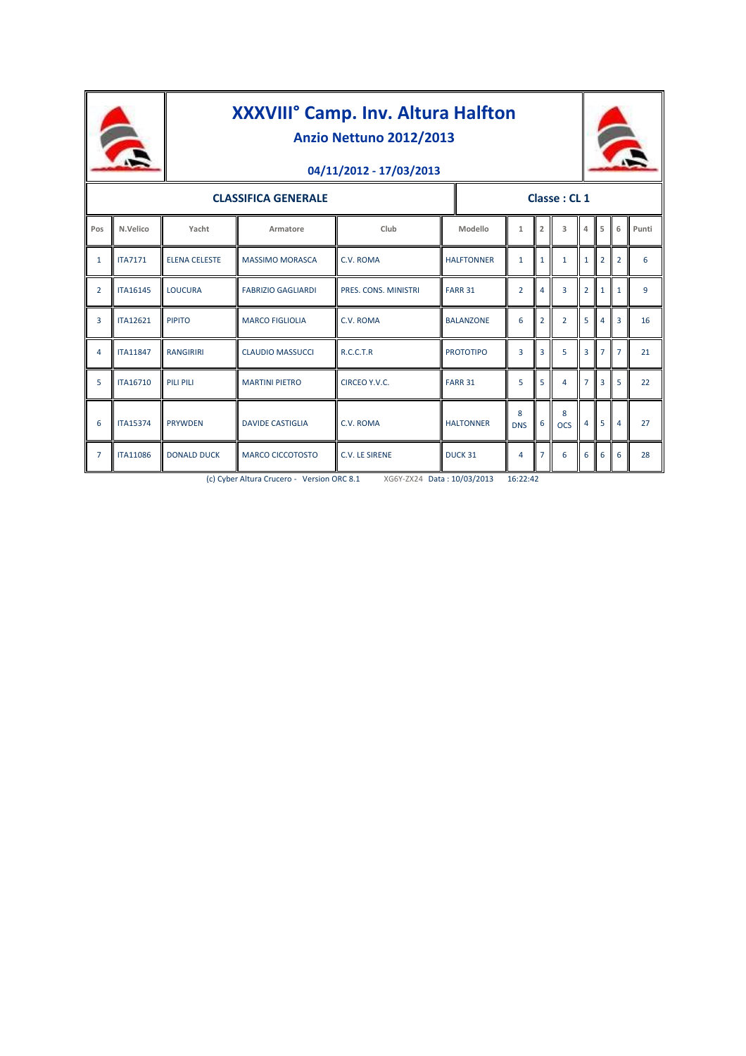# XXXVIII° Camp. Inv. Altura Halfton

## Anzio Nettuno 2012/2013

### 04/11/2012 - 17/03/2013

**CLASSIFICA GENERALE** — **Classe : CL 1**

| Pos | N.Velico | Yacht | Armatore | Club | Modello | 1 | 2 | 3 | 4 | 5 | 6 | Punti |
|---|---|---|---|---|---|---|---|---|---|---|---|---|
| 1 | ITA7171 | ELENA CELESTE | MASSIMO MORASCA | C.V. ROMA | HALFTONNER | 1 | 1 | 1 | 1 | 2 | 2 | 6 |
| 2 | ITA16145 | LOUCURA | FABRIZIO GAGLIARDI | PRES. CONS. MINISTRI | FARR 31 | 2 | 4 | 3 | 2 | 1 | 1 | 9 |
| 3 | ITA12621 | PIPITO | MARCO FIGLIOLIA | C.V. ROMA | BALANZONE | 6 | 2 | 2 | 5 | 4 | 3 | 16 |
| 4 | ITA11847 | RANGIRIRI | CLAUDIO MASSUCCI | R.C.C.T.R | PROTOTIPO | 3 | 3 | 5 | 3 | 7 | 7 | 21 |
| 5 | ITA16710 | PILI PILI | MARTINI PIETRO | CIRCEO Y.V.C. | FARR 31 | 5 | 5 | 4 | 7 | 3 | 5 | 22 |
| 6 | ITA15374 | PRYWDEN | DAVIDE CASTIGLIA | C.V. ROMA | HALTONNER | 8 DNS | 6 | 8 OCS | 4 | 5 | 4 | 27 |
| 7 | ITA11086 | DONALD DUCK | MARCO CICCOTOSTO | C.V. LE SIRENE | DUCK 31 | 4 | 7 | 6 | 6 | 6 | 6 | 28 |

(c) Cyber Altura Crucero - Version ORC 8.1 XG6Y-ZX24 Data : 10/03/2013 16:22:42